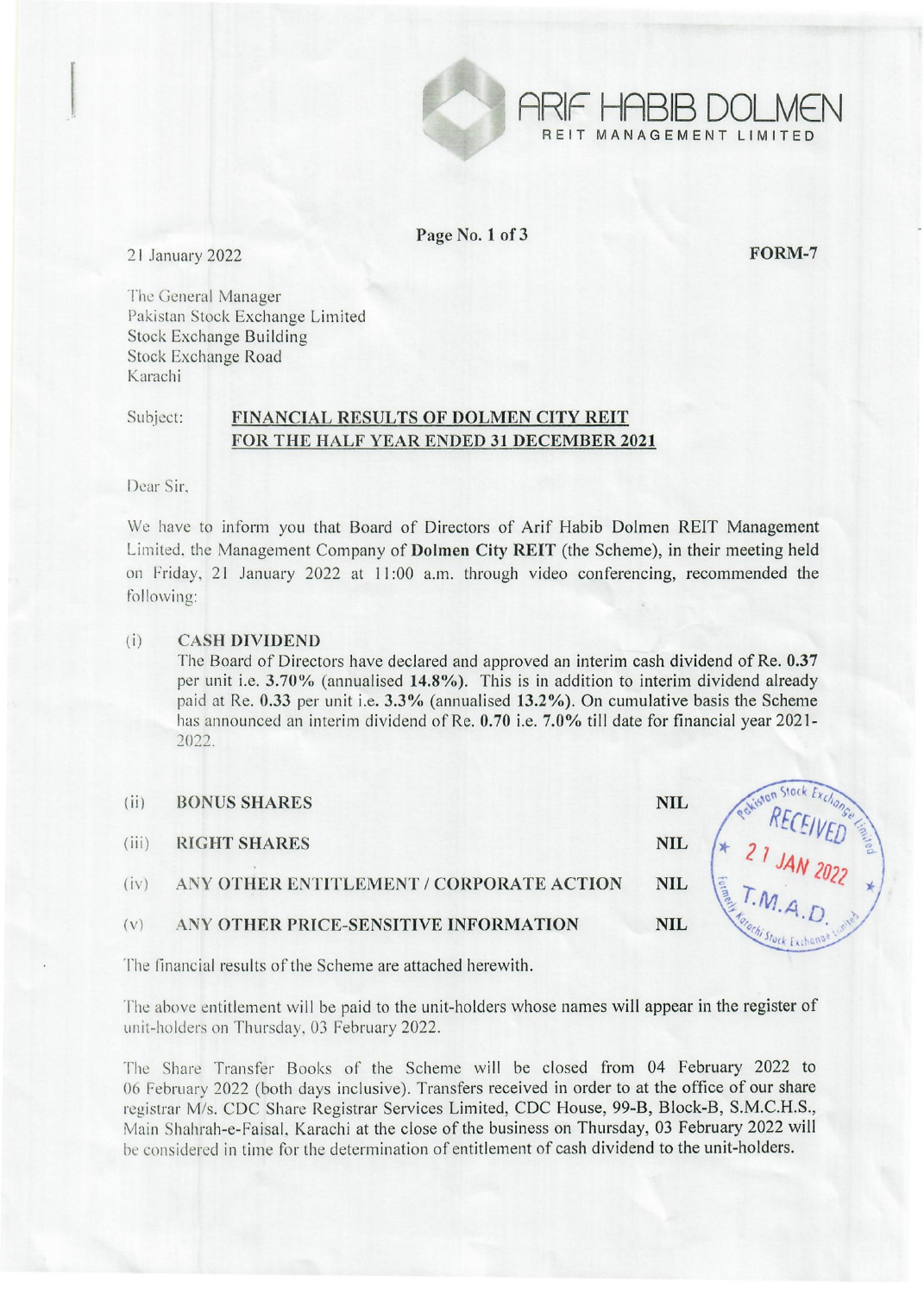ARIF HABIB DOLMEN
REIT MANAGEMENT LIMITED

21 January 2022

**FORM-7**

The General Manager
Pakistan Stock Exchange Limited
Stock Exchange Building
Stock Exchange Road
Karachi

Subject: **FINANCIAL RESULTS OF DOLMEN CITY REIT FOR THE HALF YEAR ENDED 31 DECEMBER 2021**

Dear Sir,

We have to inform you that Board of Directors of Arif Habib Dolmen REIT Management Limited, the Management Company of **Dolmen City REIT** (the Scheme), in their meeting held on Friday, 21 January 2022 at 11:00 a.m. through video conferencing, recommended the following:

(i) **CASH DIVIDEND**

The Board of Directors have declared and approved an interim cash dividend of Re. **0.37** per unit i.e. **3.70%** (annualised **14.8%**). This is in addition to interim dividend already paid at Re. **0.33** per unit i.e. **3.3%** (annualised **13.2%**). On cumulative basis the Scheme has announced an interim dividend of Re. **0.70** i.e. **7.0%** till date for financial year 2021-2022.

| | | |
|---|---|---|
| (ii) | **BONUS SHARES** | **NIL** |
| (iii) | **RIGHT SHARES** | **NIL** |
| (iv) | **ANY OTHER ENTITLEMENT / CORPORATE ACTION** | **NIL** |
| (v) | **ANY OTHER PRICE-SENSITIVE INFORMATION** | **NIL** |

Pakistan Stock Exchange Limited (formerly Karachi Stock Exchange Limited) RECEIVED 21 JAN 2022 T.M.A.D.

The financial results of the Scheme are attached herewith.

The above entitlement will be paid to the unit-holders whose names will appear in the register of unit-holders on Thursday, 03 February 2022.

The Share Transfer Books of the Scheme will be closed from 04 February 2022 to 06 February 2022 (both days inclusive). Transfers received in order to at the office of our share registrar M/s. CDC Share Registrar Services Limited, CDC House, 99-B, Block-B, S.M.C.H.S., Main Shahrah-e-Faisal, Karachi at the close of the business on Thursday, 03 February 2022 will be considered in time for the determination of entitlement of cash dividend to the unit-holders.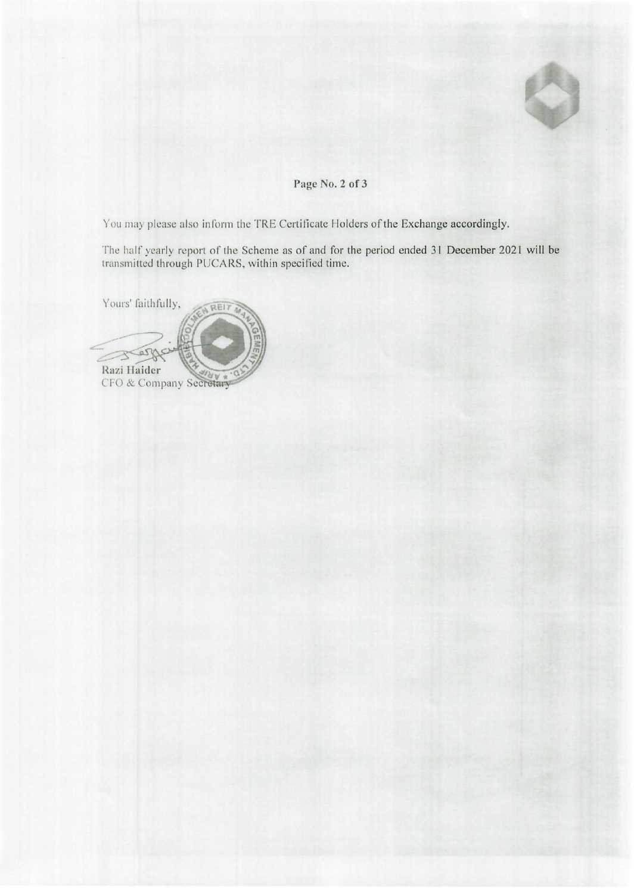You may please also inform the TRE Certificate Holders of the Exchange accordingly.

The half yearly report of the Scheme as of and for the period ended 31 December 2021 will be transmitted through PUCARS, within specified time.

Yours' faithfully,

**Razi Haider**
CFO & Company Secretary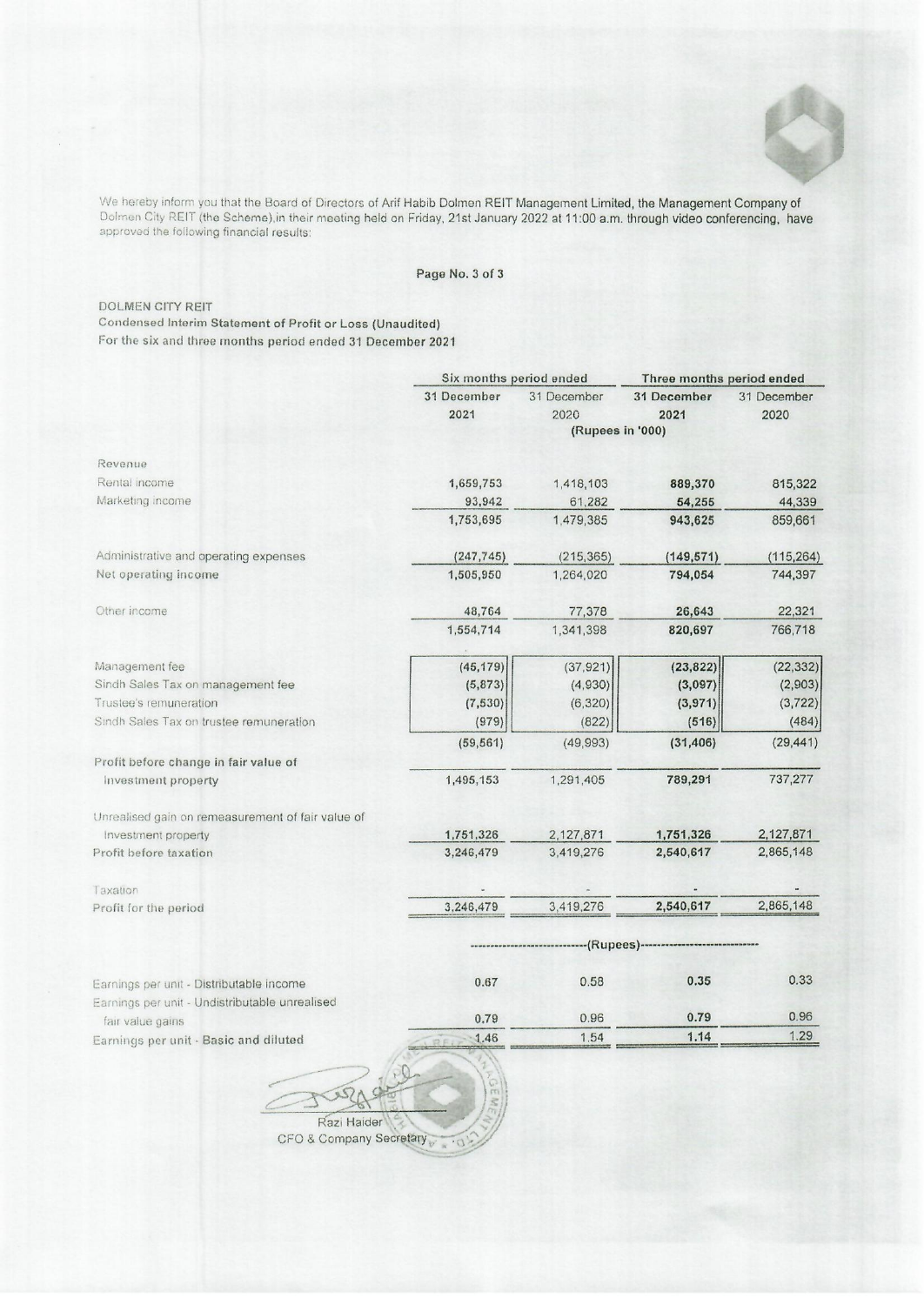We hereby inform you that the Board of Directors of Arif Habib Dolmen REIT Management Limited, the Management Company of Dolmen City REIT (the Scheme),in their meeting held on Friday, 21st January 2022 at 11:00 a.m. through video conferencing, have approved the following financial results:

Page No. 3 of 3

DOLMEN CITY REIT

**Condensed Interim Statement of Profit or Loss (Unaudited)**

For the six and three months period ended 31 December 2021

| | Six months period ended | | Three months period ended | |
|---|---|---|---|---|
| | **31 December 2021** | 31 December 2020 | **31 December 2021** | 31 December 2020 |
| | (Rupees in '000) | | | |
| Revenue | | | | |
| Rental income | 1,659,753 | 1,418,103 | **889,370** | 815,322 |
| Marketing income | 93,942 | 61,282 | **54,255** | 44,339 |
| | 1,753,695 | 1,479,385 | **943,625** | 859,661 |
| Administrative and operating expenses | (247,745) | (215,365) | **(149,571)** | (115,264) |
| Net operating income | 1,505,950 | 1,264,020 | **794,054** | 744,397 |
| Other income | 48,764 | 77,378 | **26,643** | 22,321 |
| | 1,554,714 | 1,341,398 | **820,697** | 766,718 |
| Management fee | (45,179) | (37,921) | **(23,822)** | (22,332) |
| Sindh Sales Tax on management fee | (5,873) | (4,930) | **(3,097)** | (2,903) |
| Trustee's remuneration | (7,530) | (6,320) | **(3,971)** | (3,722) |
| Sindh Sales Tax on trustee remuneration | (979) | (822) | **(516)** | (484) |
| | (59,561) | (49,993) | **(31,406)** | (29,441) |
| Profit before change in fair value of investment property | 1,495,153 | 1,291,405 | **789,291** | 737,277 |
| Unrealised gain on remeasurement of fair value of investment property | 1,751,326 | 2,127,871 | **1,751,326** | 2,127,871 |
| Profit before taxation | 3,246,479 | 3,419,276 | **2,540,617** | 2,865,148 |
| Taxation | - | - | **-** | - |
| Profit for the period | 3,246,479 | 3,419,276 | **2,540,617** | 2,865,148 |
| | (Rupees) | | | |
| Earnings per unit - Distributable income | 0.67 | 0.58 | **0.35** | 0.33 |
| Earnings per unit - Undistributable unrealised fair value gains | 0.79 | 0.96 | **0.79** | 0.96 |
| Earnings per unit - Basic and diluted | 1.46 | 1.54 | **1.14** | 1.29 |

Razi Haider

CFO & Company Secretary